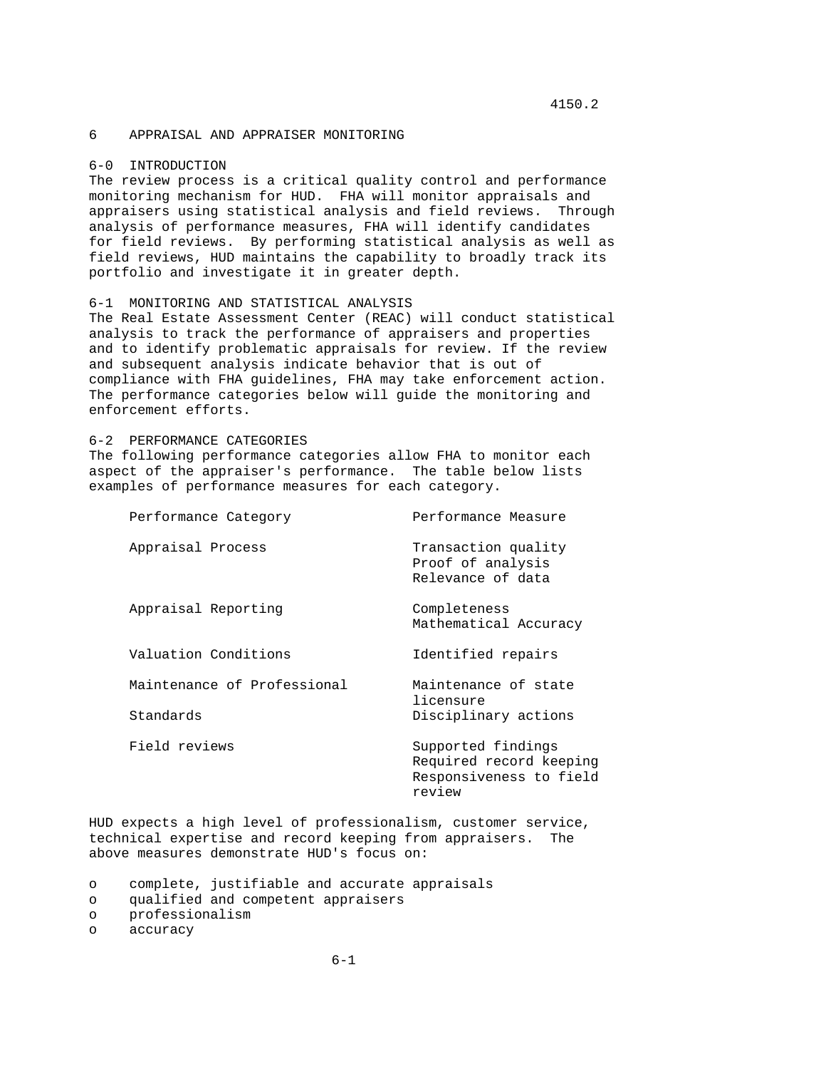# 6 APPRAISAL AND APPRAISER MONITORING

## 6-0 INTRODUCTION

The review process is a critical quality control and performance monitoring mechanism for HUD. FHA will monitor appraisals and appraisers using statistical analysis and field reviews. Through analysis of performance measures, FHA will identify candidates for field reviews. By performing statistical analysis as well as field reviews, HUD maintains the capability to broadly track its portfolio and investigate it in greater depth.

## 6-1 MONITORING AND STATISTICAL ANALYSIS

The Real Estate Assessment Center (REAC) will conduct statistical analysis to track the performance of appraisers and properties and to identify problematic appraisals for review. If the review and subsequent analysis indicate behavior that is out of compliance with FHA guidelines, FHA may take enforcement action. The performance categories below will guide the monitoring and enforcement efforts.

## 6-2 PERFORMANCE CATEGORIES

The following performance categories allow FHA to monitor each aspect of the appraiser's performance. The table below lists examples of performance measures for each category.

| Performance Category | Performance Measure |
|---|---|
| Appraisal Process | Transaction quality<br>Proof of analysis<br>Relevance of data |
| Appraisal Reporting | Completeness<br>Mathematical Accuracy |
| Valuation Conditions | Identified repairs |
| Maintenance of Professional Standards | Maintenance of state licensure<br>Disciplinary actions |
| Field reviews | Supported findings<br>Required record keeping<br>Responsiveness to field review |

HUD expects a high level of professionalism, customer service, technical expertise and record keeping from appraisers. The above measures demonstrate HUD's focus on:

- complete, justifiable and accurate appraisals
- qualified and competent appraisers
- professionalism
- accuracy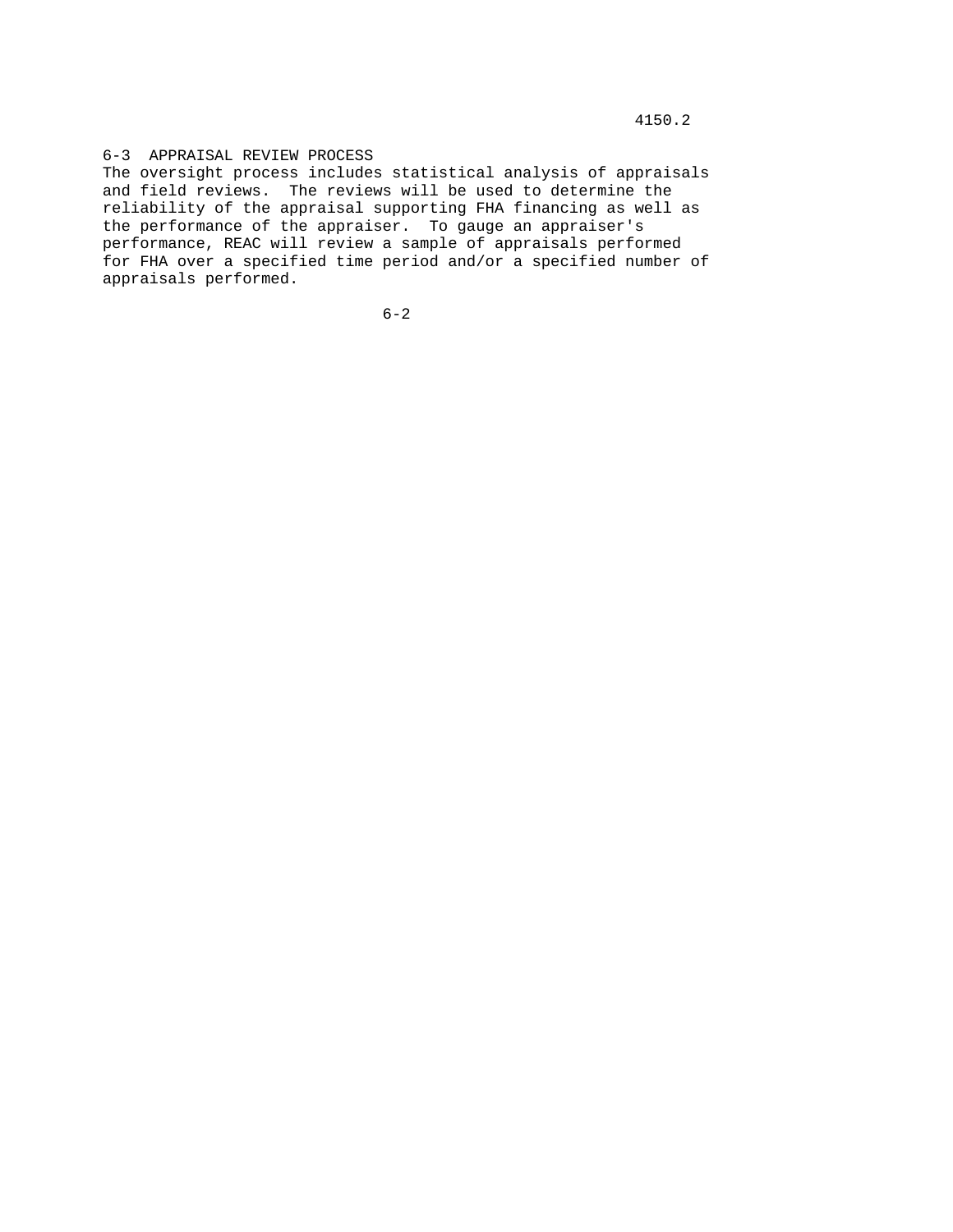## 6-3 APPRAISAL REVIEW PROCESS

The oversight process includes statistical analysis of appraisals and field reviews. The reviews will be used to determine the reliability of the appraisal supporting FHA financing as well as the performance of the appraiser. To gauge an appraiser's performance, REAC will review a sample of appraisals performed for FHA over a specified time period and/or a specified number of appraisals performed.